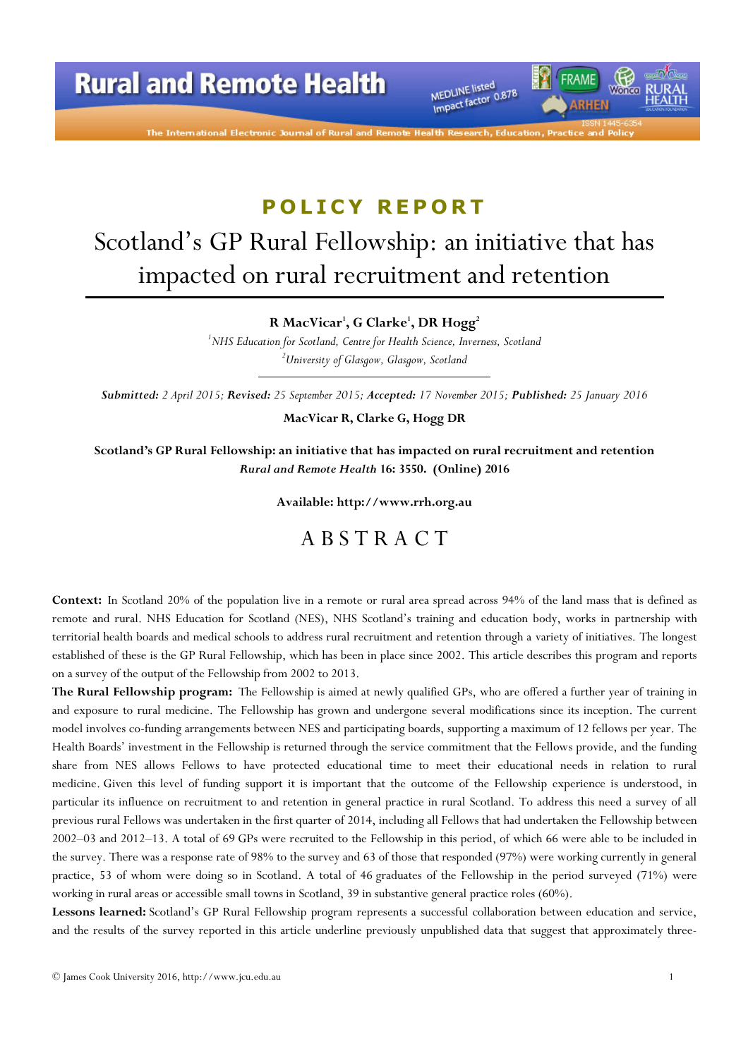POLICY REPORT

# Scotland's GP Rural Fellowship: an initiative that has impacted on rural recruitment and retention

**R MacVicar[1], G Clarke[1], DR Hogg[2]**

[1]*NHS Education for Scotland, Centre for Health Science, Inverness, Scotland*

[2]*University of Glasgow, Glasgow, Scotland*

***Submitted:*** *2 April 2015;* ***Revised:*** *25 September 2015;* ***Accepted:*** *17 November 2015;* ***Published:*** *25 January 2016*

**MacVicar R, Clarke G, Hogg DR**

**Scotland's GP Rural Fellowship: an initiative that has impacted on rural recruitment and retention**
***Rural and Remote Health*** **16: 3550. (Online) 2016**

**Available: http://www.rrh.org.au**

## ABSTRACT

**Context:** In Scotland 20% of the population live in a remote or rural area spread across 94% of the land mass that is defined as remote and rural. NHS Education for Scotland (NES), NHS Scotland's training and education body, works in partnership with territorial health boards and medical schools to address rural recruitment and retention through a variety of initiatives. The longest established of these is the GP Rural Fellowship, which has been in place since 2002. This article describes this program and reports on a survey of the output of the Fellowship from 2002 to 2013.

**The Rural Fellowship program:** The Fellowship is aimed at newly qualified GPs, who are offered a further year of training in and exposure to rural medicine. The Fellowship has grown and undergone several modifications since its inception. The current model involves co-funding arrangements between NES and participating boards, supporting a maximum of 12 fellows per year. The Health Boards' investment in the Fellowship is returned through the service commitment that the Fellows provide, and the funding share from NES allows Fellows to have protected educational time to meet their educational needs in relation to rural medicine. Given this level of funding support it is important that the outcome of the Fellowship experience is understood, in particular its influence on recruitment to and retention in general practice in rural Scotland. To address this need a survey of all previous rural Fellows was undertaken in the first quarter of 2014, including all Fellows that had undertaken the Fellowship between 2002–03 and 2012–13. A total of 69 GPs were recruited to the Fellowship in this period, of which 66 were able to be included in the survey. There was a response rate of 98% to the survey and 63 of those that responded (97%) were working currently in general practice, 53 of whom were doing so in Scotland. A total of 46 graduates of the Fellowship in the period surveyed (71%) were working in rural areas or accessible small towns in Scotland, 39 in substantive general practice roles (60%).

**Lessons learned:** Scotland's GP Rural Fellowship program represents a successful collaboration between education and service, and the results of the survey reported in this article underline previously unpublished data that suggest that approximately three-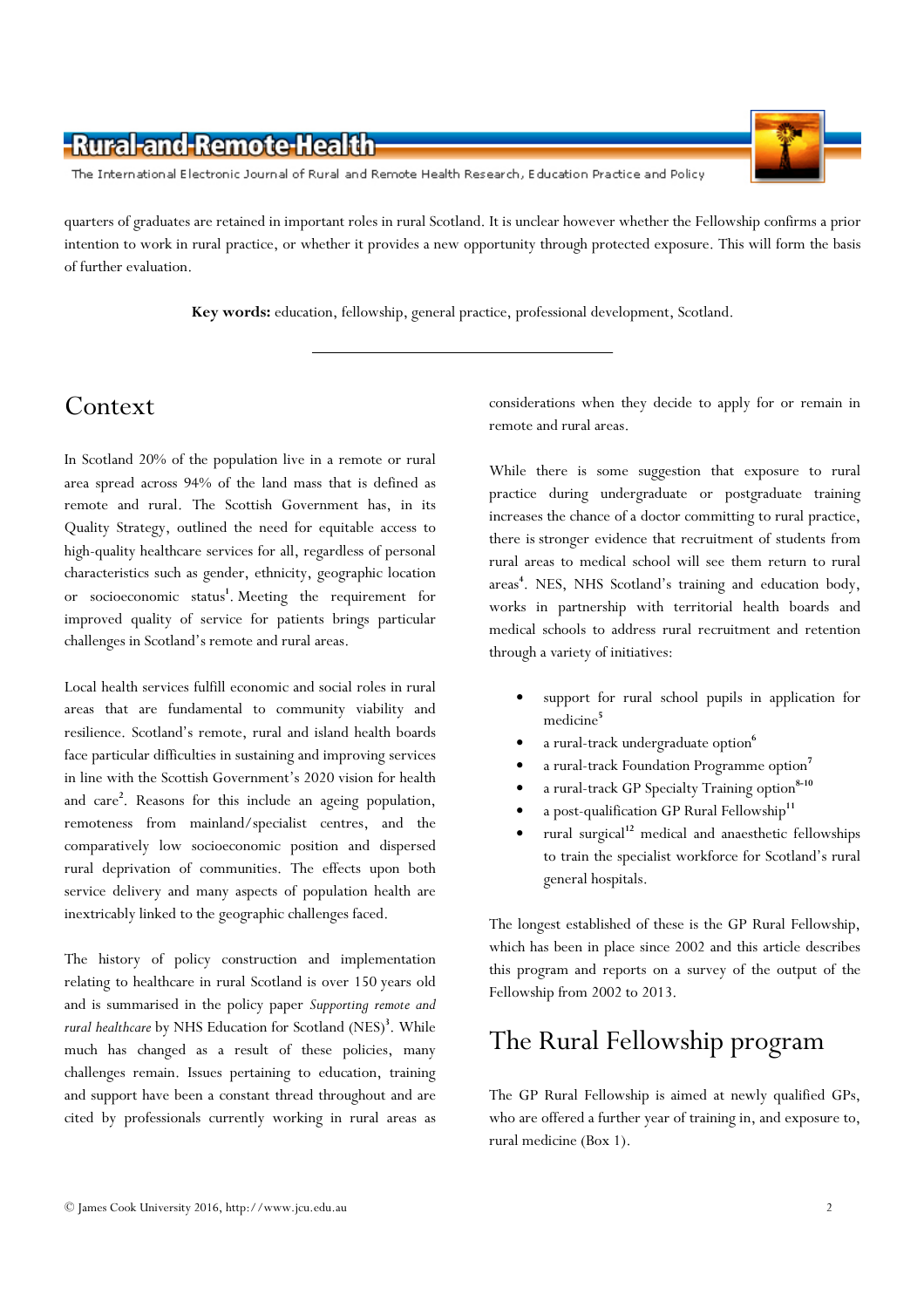quarters of graduates are retained in important roles in rural Scotland. It is unclear however whether the Fellowship confirms a prior intention to work in rural practice, or whether it provides a new opportunity through protected exposure. This will form the basis of further evaluation.

**Key words:** education, fellowship, general practice, professional development, Scotland.

## Context

In Scotland 20% of the population live in a remote or rural area spread across 94% of the land mass that is defined as remote and rural. The Scottish Government has, in its Quality Strategy, outlined the need for equitable access to high-quality healthcare services for all, regardless of personal characteristics such as gender, ethnicity, geographic location or socioeconomic status[1]. Meeting the requirement for improved quality of service for patients brings particular challenges in Scotland's remote and rural areas.

Local health services fulfill economic and social roles in rural areas that are fundamental to community viability and resilience. Scotland's remote, rural and island health boards face particular difficulties in sustaining and improving services in line with the Scottish Government's 2020 vision for health and care[2]. Reasons for this include an ageing population, remoteness from mainland/specialist centres, and the comparatively low socioeconomic position and dispersed rural deprivation of communities. The effects upon both service delivery and many aspects of population health are inextricably linked to the geographic challenges faced.

The history of policy construction and implementation relating to healthcare in rural Scotland is over 150 years old and is summarised in the policy paper *Supporting remote and rural healthcare* by NHS Education for Scotland (NES)[3]. While much has changed as a result of these policies, many challenges remain. Issues pertaining to education, training and support have been a constant thread throughout and are cited by professionals currently working in rural areas as considerations when they decide to apply for or remain in remote and rural areas.

While there is some suggestion that exposure to rural practice during undergraduate or postgraduate training increases the chance of a doctor committing to rural practice, there is stronger evidence that recruitment of students from rural areas to medical school will see them return to rural areas[4]. NES, NHS Scotland's training and education body, works in partnership with territorial health boards and medical schools to address rural recruitment and retention through a variety of initiatives:

- support for rural school pupils in application for medicine[5]
- a rural-track undergraduate option[6]
- a rural-track Foundation Programme option[7]
- a rural-track GP Specialty Training option[8-10]
- a post-qualification GP Rural Fellowship[11]
- rural surgical[12] medical and anaesthetic fellowships to train the specialist workforce for Scotland's rural general hospitals.

The longest established of these is the GP Rural Fellowship, which has been in place since 2002 and this article describes this program and reports on a survey of the output of the Fellowship from 2002 to 2013.

## The Rural Fellowship program

The GP Rural Fellowship is aimed at newly qualified GPs, who are offered a further year of training in, and exposure to, rural medicine (Box 1).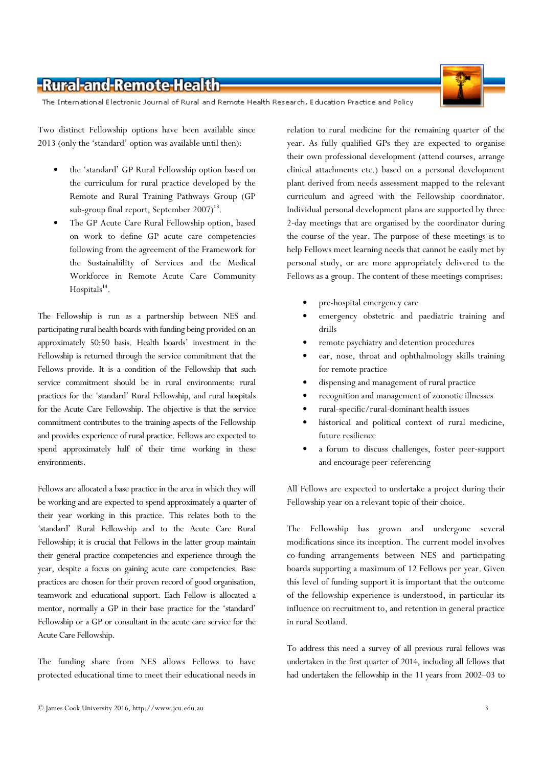Two distinct Fellowship options have been available since 2013 (only the 'standard' option was available until then):

- the 'standard' GP Rural Fellowship option based on the curriculum for rural practice developed by the Remote and Rural Training Pathways Group (GP sub-group final report, September 2007)[13].
- The GP Acute Care Rural Fellowship option, based on work to define GP acute care competencies following from the agreement of the Framework for the Sustainability of Services and the Medical Workforce in Remote Acute Care Community Hospitals[14].

The Fellowship is run as a partnership between NES and participating rural health boards with funding being provided on an approximately 50:50 basis. Health boards' investment in the Fellowship is returned through the service commitment that the Fellows provide. It is a condition of the Fellowship that such service commitment should be in rural environments: rural practices for the 'standard' Rural Fellowship, and rural hospitals for the Acute Care Fellowship. The objective is that the service commitment contributes to the training aspects of the Fellowship and provides experience of rural practice. Fellows are expected to spend approximately half of their time working in these environments.

Fellows are allocated a base practice in the area in which they will be working and are expected to spend approximately a quarter of their year working in this practice. This relates both to the 'standard' Rural Fellowship and to the Acute Care Rural Fellowship; it is crucial that Fellows in the latter group maintain their general practice competencies and experience through the year, despite a focus on gaining acute care competencies. Base practices are chosen for their proven record of good organisation, teamwork and educational support. Each Fellow is allocated a mentor, normally a GP in their base practice for the 'standard' Fellowship or a GP or consultant in the acute care service for the Acute Care Fellowship.

The funding share from NES allows Fellows to have protected educational time to meet their educational needs in relation to rural medicine for the remaining quarter of the year. As fully qualified GPs they are expected to organise their own professional development (attend courses, arrange clinical attachments etc.) based on a personal development plant derived from needs assessment mapped to the relevant curriculum and agreed with the Fellowship coordinator. Individual personal development plans are supported by three 2-day meetings that are organised by the coordinator during the course of the year. The purpose of these meetings is to help Fellows meet learning needs that cannot be easily met by personal study, or are more appropriately delivered to the Fellows as a group. The content of these meetings comprises:

- pre-hospital emergency care
- emergency obstetric and paediatric training and drills
- remote psychiatry and detention procedures
- ear, nose, throat and ophthalmology skills training for remote practice
- dispensing and management of rural practice
- recognition and management of zoonotic illnesses
- rural-specific/rural-dominant health issues
- historical and political context of rural medicine, future resilience
- a forum to discuss challenges, foster peer-support and encourage peer-referencing

All Fellows are expected to undertake a project during their Fellowship year on a relevant topic of their choice.

The Fellowship has grown and undergone several modifications since its inception. The current model involves co-funding arrangements between NES and participating boards supporting a maximum of 12 Fellows per year. Given this level of funding support it is important that the outcome of the fellowship experience is understood, in particular its influence on recruitment to, and retention in general practice in rural Scotland.

To address this need a survey of all previous rural fellows was undertaken in the first quarter of 2014, including all fellows that had undertaken the fellowship in the 11 years from 2002–03 to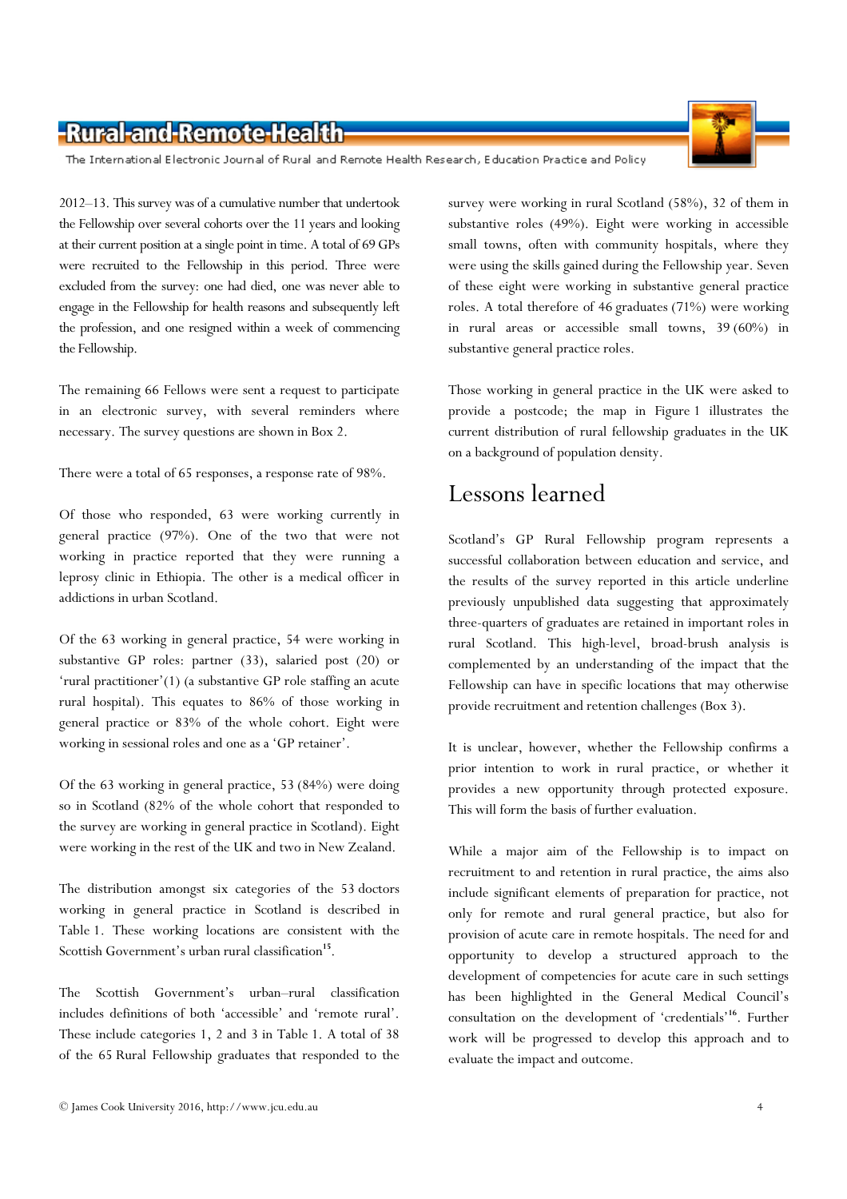2012–13. This survey was of a cumulative number that undertook the Fellowship over several cohorts over the 11 years and looking at their current position at a single point in time. A total of 69 GPs were recruited to the Fellowship in this period. Three were excluded from the survey: one had died, one was never able to engage in the Fellowship for health reasons and subsequently left the profession, and one resigned within a week of commencing the Fellowship.

The remaining 66 Fellows were sent a request to participate in an electronic survey, with several reminders where necessary. The survey questions are shown in Box 2.

There were a total of 65 responses, a response rate of 98%.

Of those who responded, 63 were working currently in general practice (97%). One of the two that were not working in practice reported that they were running a leprosy clinic in Ethiopia. The other is a medical officer in addictions in urban Scotland.

Of the 63 working in general practice, 54 were working in substantive GP roles: partner (33), salaried post (20) or 'rural practitioner'(1) (a substantive GP role staffing an acute rural hospital). This equates to 86% of those working in general practice or 83% of the whole cohort. Eight were working in sessional roles and one as a 'GP retainer'.

Of the 63 working in general practice, 53 (84%) were doing so in Scotland (82% of the whole cohort that responded to the survey are working in general practice in Scotland). Eight were working in the rest of the UK and two in New Zealand.

The distribution amongst six categories of the 53 doctors working in general practice in Scotland is described in Table 1. These working locations are consistent with the Scottish Government's urban rural classification[15].

The Scottish Government's urban–rural classification includes definitions of both 'accessible' and 'remote rural'. These include categories 1, 2 and 3 in Table 1. A total of 38 of the 65 Rural Fellowship graduates that responded to the survey were working in rural Scotland (58%), 32 of them in substantive roles (49%). Eight were working in accessible small towns, often with community hospitals, where they were using the skills gained during the Fellowship year. Seven of these eight were working in substantive general practice roles. A total therefore of 46 graduates (71%) were working in rural areas or accessible small towns, 39 (60%) in substantive general practice roles.

Those working in general practice in the UK were asked to provide a postcode; the map in Figure 1 illustrates the current distribution of rural fellowship graduates in the UK on a background of population density.

## Lessons learned

Scotland's GP Rural Fellowship program represents a successful collaboration between education and service, and the results of the survey reported in this article underline previously unpublished data suggesting that approximately three-quarters of graduates are retained in important roles in rural Scotland. This high-level, broad-brush analysis is complemented by an understanding of the impact that the Fellowship can have in specific locations that may otherwise provide recruitment and retention challenges (Box 3).

It is unclear, however, whether the Fellowship confirms a prior intention to work in rural practice, or whether it provides a new opportunity through protected exposure. This will form the basis of further evaluation.

While a major aim of the Fellowship is to impact on recruitment to and retention in rural practice, the aims also include significant elements of preparation for practice, not only for remote and rural general practice, but also for provision of acute care in remote hospitals. The need for and opportunity to develop a structured approach to the development of competencies for acute care in such settings has been highlighted in the General Medical Council's consultation on the development of 'credentials'[16]. Further work will be progressed to develop this approach and to evaluate the impact and outcome.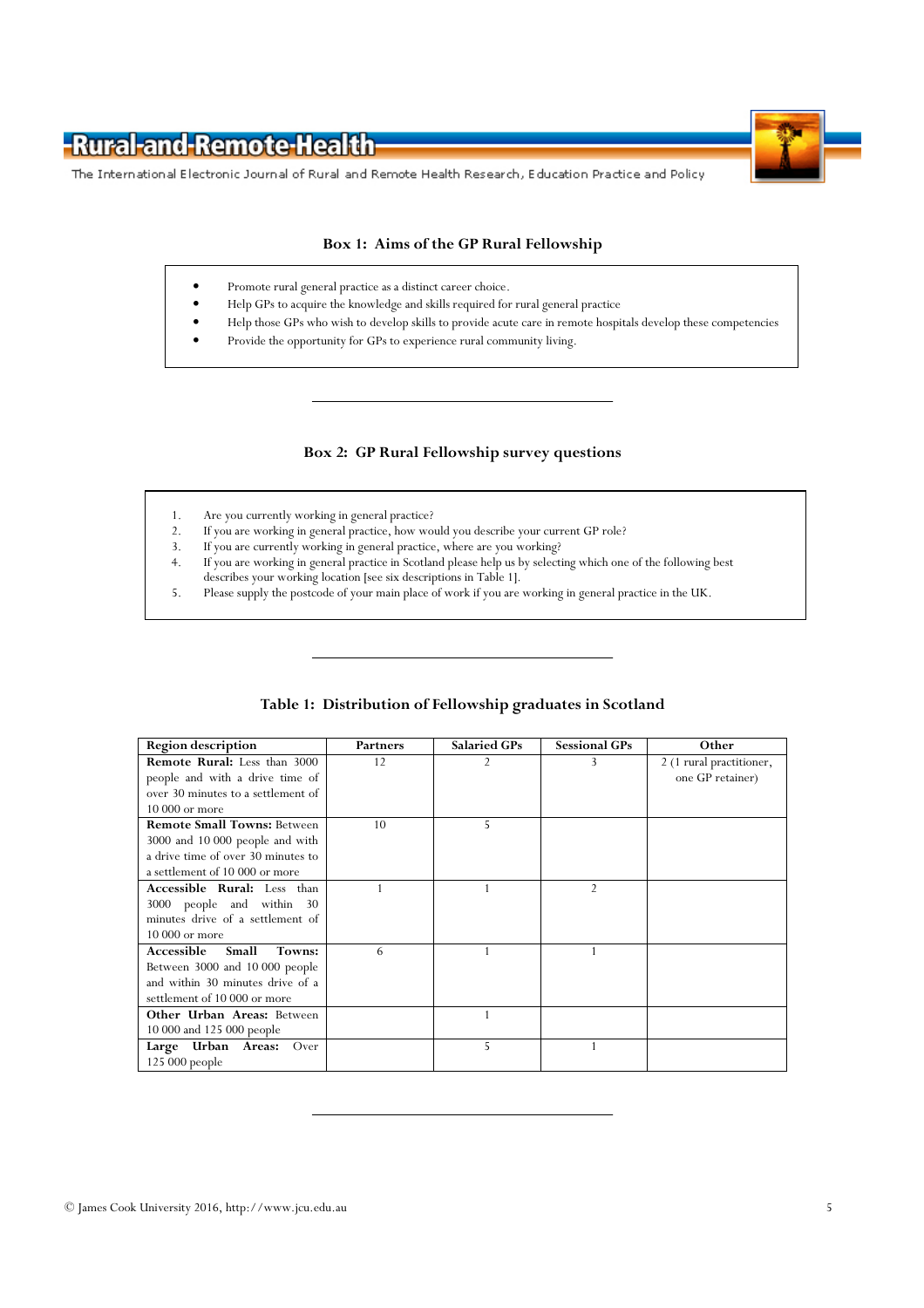### Box 1: Aims of the GP Rural Fellowship

- Promote rural general practice as a distinct career choice.
- Help GPs to acquire the knowledge and skills required for rural general practice
- Help those GPs who wish to develop skills to provide acute care in remote hospitals develop these competencies
- Provide the opportunity for GPs to experience rural community living.

### Box 2: GP Rural Fellowship survey questions

1. Are you currently working in general practice?
2. If you are working in general practice, how would you describe your current GP role?
3. If you are currently working in general practice, where are you working?
4. If you are working in general practice in Scotland please help us by selecting which one of the following best describes your working location [see six descriptions in Table 1].
5. Please supply the postcode of your main place of work if you are working in general practice in the UK.

### Table 1: Distribution of Fellowship graduates in Scotland

| Region description | Partners | Salaried GPs | Sessional GPs | Other |
|---|---|---|---|---|
| **Remote Rural:** Less than 3000 people and with a drive time of over 30 minutes to a settlement of 10 000 or more | 12 | 2 | 3 | 2 (1 rural practitioner, one GP retainer) |
| **Remote Small Towns:** Between 3000 and 10 000 people and with a drive time of over 30 minutes to a settlement of 10 000 or more | 10 | 5 | | |
| **Accessible Rural:** Less than 3000 people and within 30 minutes drive of a settlement of 10 000 or more | 1 | 1 | 2 | |
| **Accessible Small Towns:** Between 3000 and 10 000 people and within 30 minutes drive of a settlement of 10 000 or more | 6 | 1 | 1 | |
| **Other Urban Areas:** Between 10 000 and 125 000 people | | 1 | | |
| **Large Urban Areas:** Over 125 000 people | | 5 | 1 | |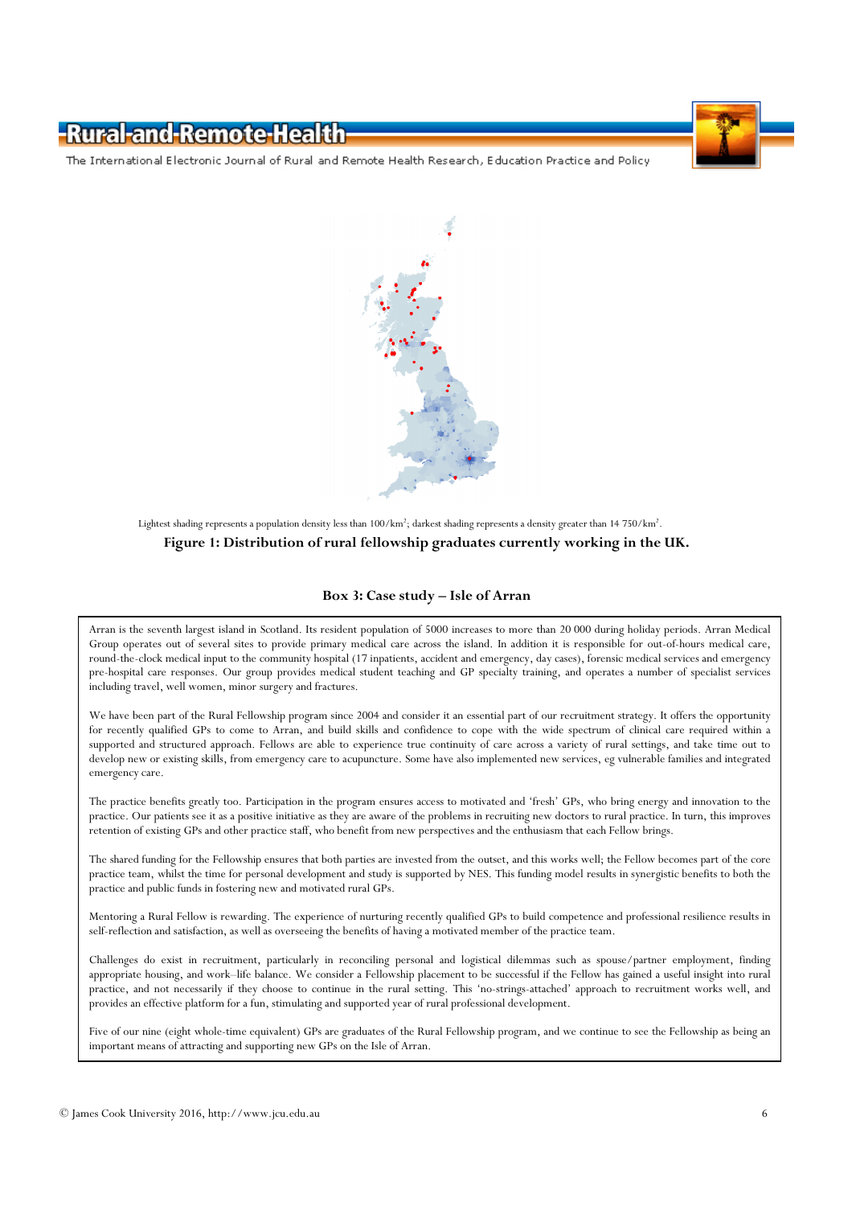Lightest shading represents a population density less than 100/km$^2$; darkest shading represents a density greater than 14 750/km$^2$.

**Figure 1: Distribution of rural fellowship graduates currently working in the UK.**

### Box 3: Case study – Isle of Arran

Arran is the seventh largest island in Scotland. Its resident population of 5000 increases to more than 20 000 during holiday periods. Arran Medical Group operates out of several sites to provide primary medical care across the island. In addition it is responsible for out-of-hours medical care, round-the-clock medical input to the community hospital (17 inpatients, accident and emergency, day cases), forensic medical services and emergency pre-hospital care responses. Our group provides medical student teaching and GP specialty training, and operates a number of specialist services including travel, well women, minor surgery and fractures.

We have been part of the Rural Fellowship program since 2004 and consider it an essential part of our recruitment strategy. It offers the opportunity for recently qualified GPs to come to Arran, and build skills and confidence to cope with the wide spectrum of clinical care required within a supported and structured approach. Fellows are able to experience true continuity of care across a variety of rural settings, and take time out to develop new or existing skills, from emergency care to acupuncture. Some have also implemented new services, eg vulnerable families and integrated emergency care.

The practice benefits greatly too. Participation in the program ensures access to motivated and 'fresh' GPs, who bring energy and innovation to the practice. Our patients see it as a positive initiative as they are aware of the problems in recruiting new doctors to rural practice. In turn, this improves retention of existing GPs and other practice staff, who benefit from new perspectives and the enthusiasm that each Fellow brings.

The shared funding for the Fellowship ensures that both parties are invested from the outset, and this works well; the Fellow becomes part of the core practice team, whilst the time for personal development and study is supported by NES. This funding model results in synergistic benefits to both the practice and public funds in fostering new and motivated rural GPs.

Mentoring a Rural Fellow is rewarding. The experience of nurturing recently qualified GPs to build competence and professional resilience results in self-reflection and satisfaction, as well as overseeing the benefits of having a motivated member of the practice team.

Challenges do exist in recruitment, particularly in reconciling personal and logistical dilemmas such as spouse/partner employment, finding appropriate housing, and work–life balance. We consider a Fellowship placement to be successful if the Fellow has gained a useful insight into rural practice, and not necessarily if they choose to continue in the rural setting. This 'no-strings-attached' approach to recruitment works well, and provides an effective platform for a fun, stimulating and supported year of rural professional development.

Five of our nine (eight whole-time equivalent) GPs are graduates of the Rural Fellowship program, and we continue to see the Fellowship as being an important means of attracting and supporting new GPs on the Isle of Arran.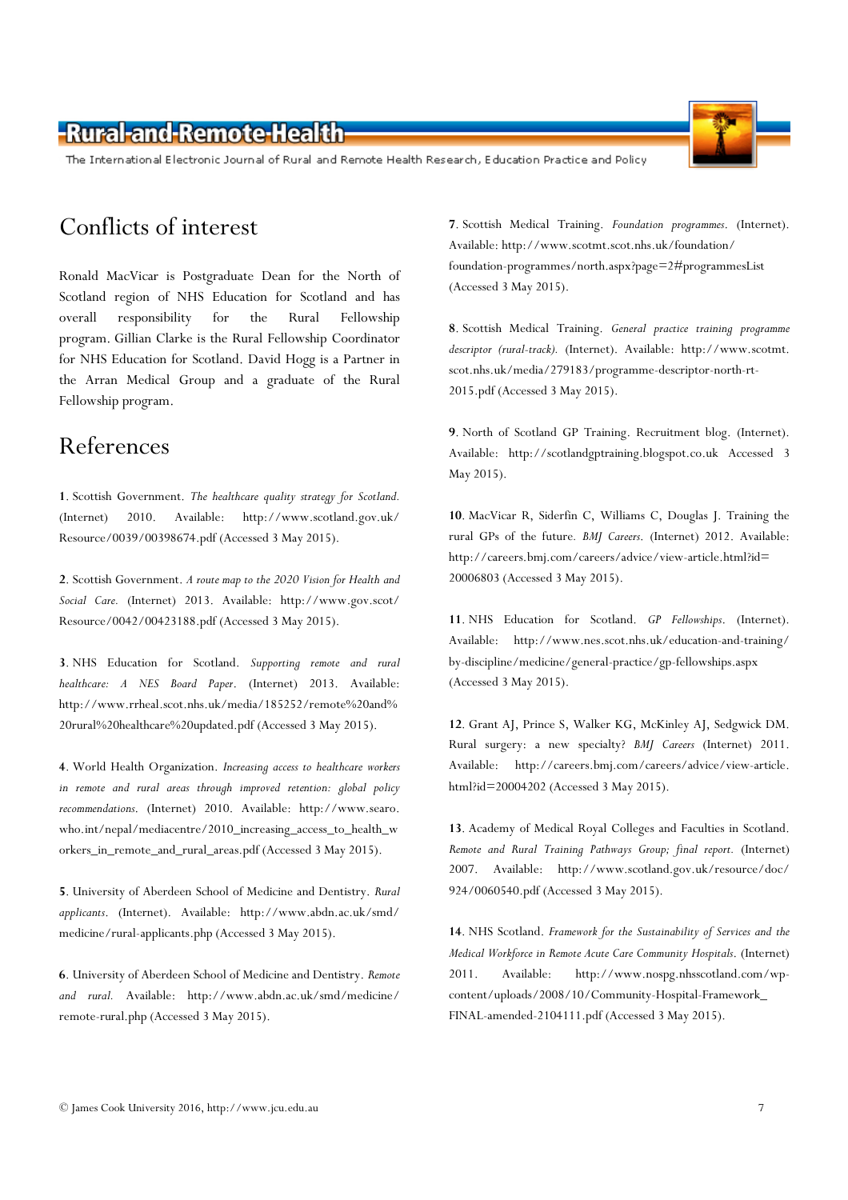# Conflicts of interest

Ronald MacVicar is Postgraduate Dean for the North of Scotland region of NHS Education for Scotland and has overall responsibility for the Rural Fellowship program. Gillian Clarke is the Rural Fellowship Coordinator for NHS Education for Scotland. David Hogg is a Partner in the Arran Medical Group and a graduate of the Rural Fellowship program.

# References

**1**. Scottish Government. *The healthcare quality strategy for Scotland.* (Internet) 2010. Available: http://www.scotland.gov.uk/Resource/0039/00398674.pdf (Accessed 3 May 2015).

**2**. Scottish Government. *A route map to the 2020 Vision for Health and Social Care.* (Internet) 2013. Available: http://www.gov.scot/Resource/0042/00423188.pdf (Accessed 3 May 2015).

**3**. NHS Education for Scotland. *Supporting remote and rural healthcare: A NES Board Paper*. (Internet) 2013. Available: http://www.rrheal.scot.nhs.uk/media/185252/remote%20and%20rural%20healthcare%20updated.pdf (Accessed 3 May 2015).

**4**. World Health Organization. *Increasing access to healthcare workers in remote and rural areas through improved retention: global policy recommendations*. (Internet) 2010. Available: http://www.searo.who.int/nepal/mediacentre/2010_increasing_access_to_health_workers_in_remote_and_rural_areas.pdf (Accessed 3 May 2015).

**5**. University of Aberdeen School of Medicine and Dentistry. *Rural applicants*. (Internet). Available: http://www.abdn.ac.uk/smd/medicine/rural-applicants.php (Accessed 3 May 2015).

**6**. University of Aberdeen School of Medicine and Dentistry. *Remote and rural.* Available: http://www.abdn.ac.uk/smd/medicine/remote-rural.php (Accessed 3 May 2015).

**7**. Scottish Medical Training. *Foundation programmes*. (Internet). Available: http://www.scotmt.scot.nhs.uk/foundation/foundation-programmes/north.aspx?page=2#programmesList (Accessed 3 May 2015).

**8**. Scottish Medical Training. *General practice training programme descriptor (rural-track).* (Internet). Available: http://www.scotmt.scot.nhs.uk/media/279183/programme-descriptor-north-rt-2015.pdf (Accessed 3 May 2015).

**9**. North of Scotland GP Training. Recruitment blog. (Internet). Available: http://scotlandgptraining.blogspot.co.uk Accessed 3 May 2015).

**10**. MacVicar R, Siderfin C, Williams C, Douglas J. Training the rural GPs of the future. *BMJ Careers*. (Internet) 2012. Available: http://careers.bmj.com/careers/advice/view-article.html?id=20006803 (Accessed 3 May 2015).

**11**. NHS Education for Scotland. *GP Fellowships*. (Internet). Available: http://www.nes.scot.nhs.uk/education-and-training/by-discipline/medicine/general-practice/gp-fellowships.aspx (Accessed 3 May 2015).

**12**. Grant AJ, Prince S, Walker KG, McKinley AJ, Sedgwick DM. Rural surgery: a new specialty? *BMJ Careers* (Internet) 2011. Available: http://careers.bmj.com/careers/advice/view-article.html?id=20004202 (Accessed 3 May 2015).

**13**. Academy of Medical Royal Colleges and Faculties in Scotland. *Remote and Rural Training Pathways Group; final report.* (Internet) 2007. Available: http://www.scotland.gov.uk/resource/doc/924/0060540.pdf (Accessed 3 May 2015).

**14**. NHS Scotland. *Framework for the Sustainability of Services and the Medical Workforce in Remote Acute Care Community Hospitals*. (Internet) 2011. Available: http://www.nospg.nhsscotland.com/wp-content/uploads/2008/10/Community-Hospital-Framework_FINAL-amended-2104111.pdf (Accessed 3 May 2015).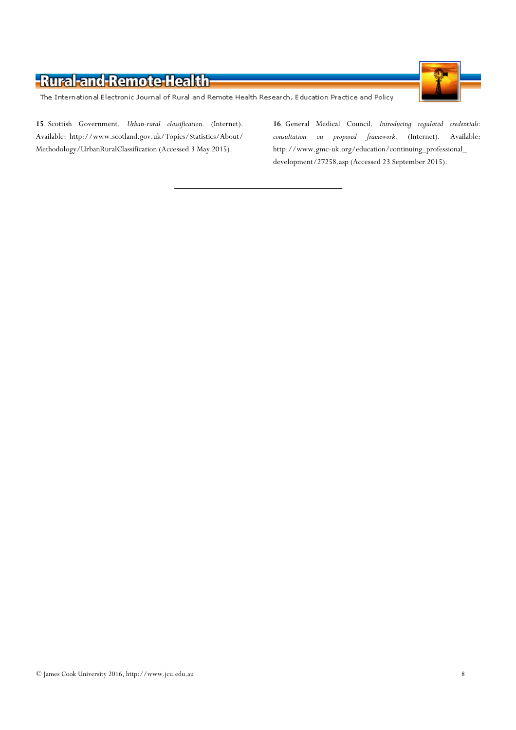**15**. Scottish Government. *Urban-rural classification*. (Internet). Available: http://www.scotland.gov.uk/Topics/Statistics/About/Methodology/UrbanRuralClassification (Accessed 3 May 2015).

**16**. General Medical Council. *Introducing regulated credentials: consultation on proposed framework*. (Internet). Available: http://www.gmc-uk.org/education/continuing_professional_development/27258.asp (Accessed 23 September 2015).

---

© James Cook University 2016, http://www.jcu.edu.au